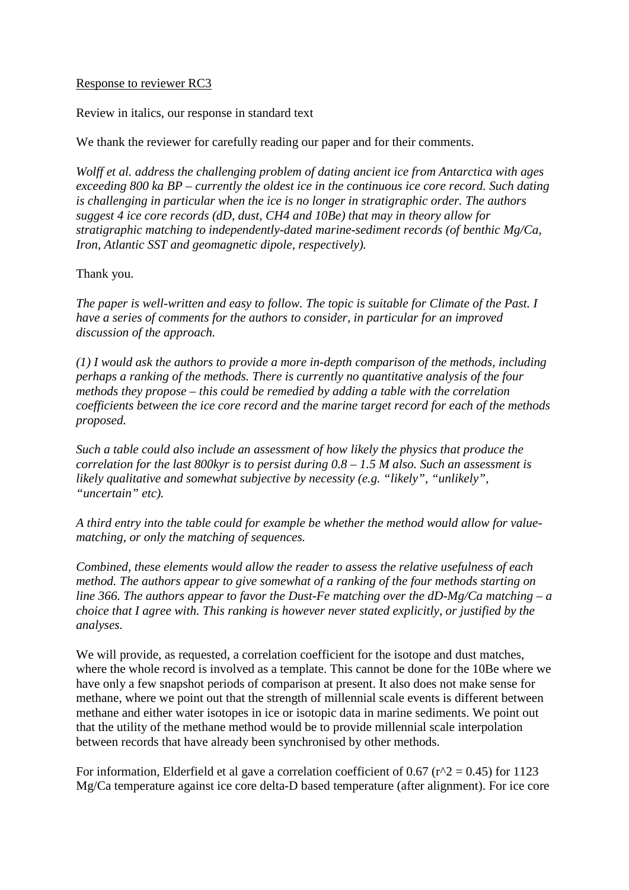Response to reviewer RC3

Review in italics, our response in standard text

We thank the reviewer for carefully reading our paper and for their comments.

*Wolff et al. address the challenging problem of dating ancient ice from Antarctica with ages exceeding 800 ka BP – currently the oldest ice in the continuous ice core record. Such dating is challenging in particular when the ice is no longer in stratigraphic order. The authors suggest 4 ice core records (dD, dust, CH4 and 10Be) that may in theory allow for stratigraphic matching to independently-dated marine-sediment records (of benthic Mg/Ca, Iron, Atlantic SST and geomagnetic dipole, respectively).*

Thank you.

*The paper is well-written and easy to follow. The topic is suitable for Climate of the Past. I have a series of comments for the authors to consider, in particular for an improved discussion of the approach.*

*(1) I would ask the authors to provide a more in-depth comparison of the methods, including perhaps a ranking of the methods. There is currently no quantitative analysis of the four methods they propose – this could be remedied by adding a table with the correlation coefficients between the ice core record and the marine target record for each of the methods proposed.*

*Such a table could also include an assessment of how likely the physics that produce the correlation for the last 800kyr is to persist during 0.8 – 1.5 M also. Such an assessment is likely qualitative and somewhat subjective by necessity (e.g. "likely", "unlikely", "uncertain" etc).*

*A third entry into the table could for example be whether the method would allow for value-matching, or only the matching of sequences.*

*Combined, these elements would allow the reader to assess the relative usefulness of each method. The authors appear to give somewhat of a ranking of the four methods starting on line 366. The authors appear to favor the Dust-Fe matching over the dD-Mg/Ca matching – a choice that I agree with. This ranking is however never stated explicitly, or justified by the analyses.*

We will provide, as requested, a correlation coefficient for the isotope and dust matches, where the whole record is involved as a template. This cannot be done for the 10Be where we have only a few snapshot periods of comparison at present. It also does not make sense for methane, where we point out that the strength of millennial scale events is different between methane and either water isotopes in ice or isotopic data in marine sediments. We point out that the utility of the methane method would be to provide millennial scale interpolation between records that have already been synchronised by other methods.

For information, Elderfield et al gave a correlation coefficient of 0.67 ($r^2 = 0.45$) for 1123 Mg/Ca temperature against ice core delta-D based temperature (after alignment). For ice core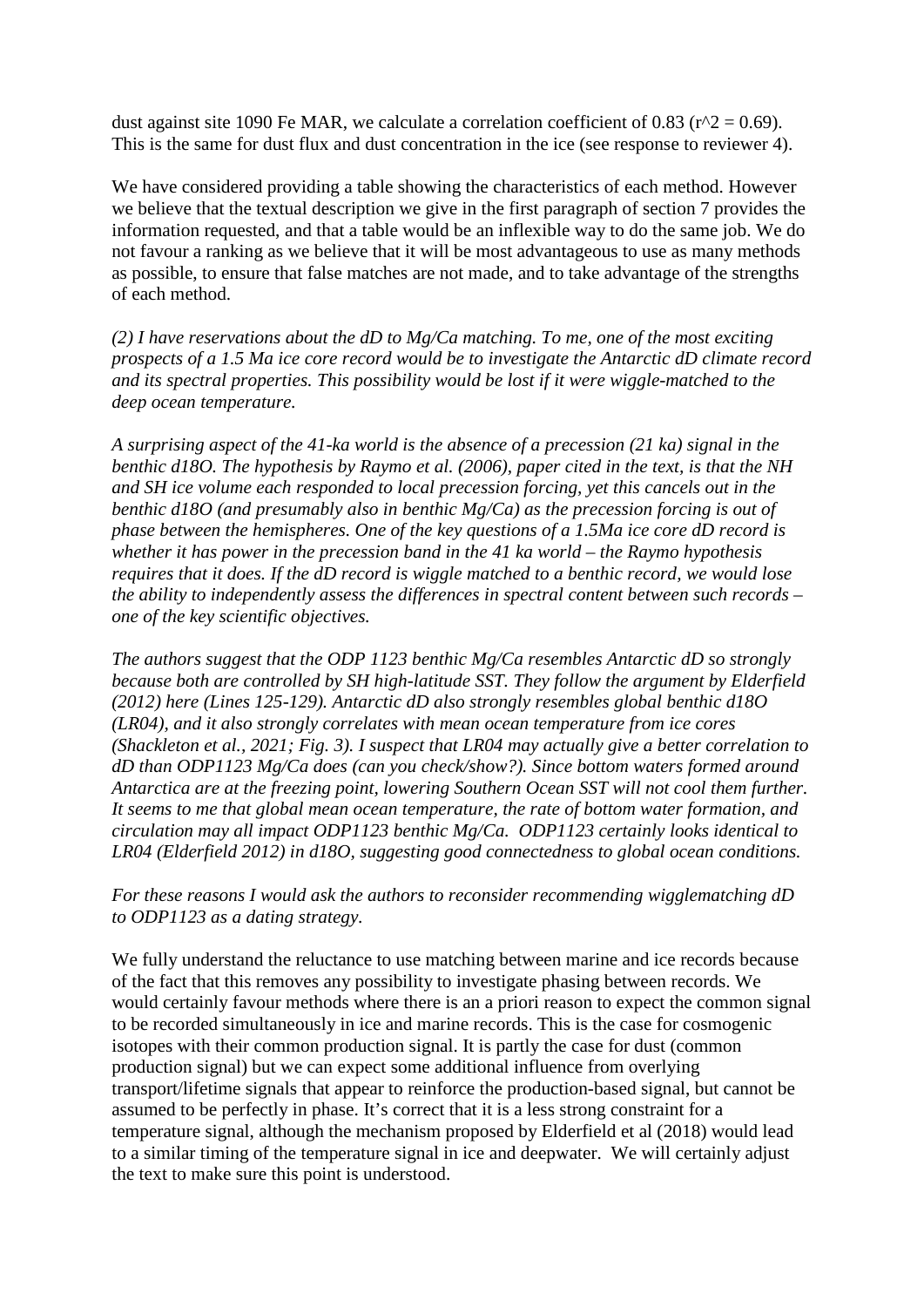dust against site 1090 Fe MAR, we calculate a correlation coefficient of 0.83 ($r^2 = 0.69$). This is the same for dust flux and dust concentration in the ice (see response to reviewer 4).

We have considered providing a table showing the characteristics of each method. However we believe that the textual description we give in the first paragraph of section 7 provides the information requested, and that a table would be an inflexible way to do the same job. We do not favour a ranking as we believe that it will be most advantageous to use as many methods as possible, to ensure that false matches are not made, and to take advantage of the strengths of each method.

*(2) I have reservations about the dD to Mg/Ca matching. To me, one of the most exciting prospects of a 1.5 Ma ice core record would be to investigate the Antarctic dD climate record and its spectral properties. This possibility would be lost if it were wiggle-matched to the deep ocean temperature.*

*A surprising aspect of the 41-ka world is the absence of a precession (21 ka) signal in the benthic d18O. The hypothesis by Raymo et al. (2006), paper cited in the text, is that the NH and SH ice volume each responded to local precession forcing, yet this cancels out in the benthic d18O (and presumably also in benthic Mg/Ca) as the precession forcing is out of phase between the hemispheres. One of the key questions of a 1.5Ma ice core dD record is whether it has power in the precession band in the 41 ka world – the Raymo hypothesis requires that it does. If the dD record is wiggle matched to a benthic record, we would lose the ability to independently assess the differences in spectral content between such records – one of the key scientific objectives.*

*The authors suggest that the ODP 1123 benthic Mg/Ca resembles Antarctic dD so strongly because both are controlled by SH high-latitude SST. They follow the argument by Elderfield (2012) here (Lines 125-129). Antarctic dD also strongly resembles global benthic d18O (LR04), and it also strongly correlates with mean ocean temperature from ice cores (Shackleton et al., 2021; Fig. 3). I suspect that LR04 may actually give a better correlation to dD than ODP1123 Mg/Ca does (can you check/show?). Since bottom waters formed around Antarctica are at the freezing point, lowering Southern Ocean SST will not cool them further. It seems to me that global mean ocean temperature, the rate of bottom water formation, and circulation may all impact ODP1123 benthic Mg/Ca. ODP1123 certainly looks identical to LR04 (Elderfield 2012) in d18O, suggesting good connectedness to global ocean conditions.*

*For these reasons I would ask the authors to reconsider recommending wigglematching dD to ODP1123 as a dating strategy.*

We fully understand the reluctance to use matching between marine and ice records because of the fact that this removes any possibility to investigate phasing between records. We would certainly favour methods where there is an a priori reason to expect the common signal to be recorded simultaneously in ice and marine records. This is the case for cosmogenic isotopes with their common production signal. It is partly the case for dust (common production signal) but we can expect some additional influence from overlying transport/lifetime signals that appear to reinforce the production-based signal, but cannot be assumed to be perfectly in phase. It's correct that it is a less strong constraint for a temperature signal, although the mechanism proposed by Elderfield et al (2018) would lead to a similar timing of the temperature signal in ice and deepwater. We will certainly adjust the text to make sure this point is understood.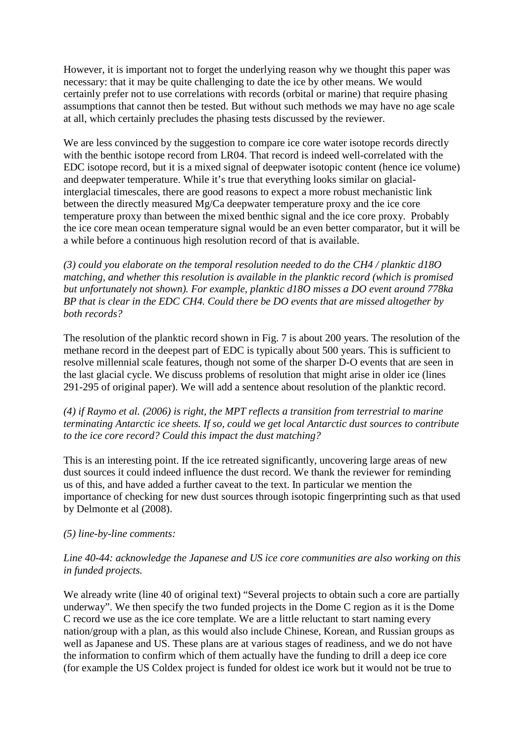However, it is important not to forget the underlying reason why we thought this paper was necessary: that it may be quite challenging to date the ice by other means. We would certainly prefer not to use correlations with records (orbital or marine) that require phasing assumptions that cannot then be tested. But without such methods we may have no age scale at all, which certainly precludes the phasing tests discussed by the reviewer.

We are less convinced by the suggestion to compare ice core water isotope records directly with the benthic isotope record from LR04. That record is indeed well-correlated with the EDC isotope record, but it is a mixed signal of deepwater isotopic content (hence ice volume) and deepwater temperature. While it's true that everything looks similar on glacial-interglacial timescales, there are good reasons to expect a more robust mechanistic link between the directly measured Mg/Ca deepwater temperature proxy and the ice core temperature proxy than between the mixed benthic signal and the ice core proxy. Probably the ice core mean ocean temperature signal would be an even better comparator, but it will be a while before a continuous high resolution record of that is available.

*(3) could you elaborate on the temporal resolution needed to do the CH4 / planktic d18O matching, and whether this resolution is available in the planktic record (which is promised but unfortunately not shown). For example, planktic d18O misses a DO event around 778ka BP that is clear in the EDC CH4. Could there be DO events that are missed altogether by both records?*

The resolution of the planktic record shown in Fig. 7 is about 200 years. The resolution of the methane record in the deepest part of EDC is typically about 500 years. This is sufficient to resolve millennial scale features, though not some of the sharper D-O events that are seen in the last glacial cycle. We discuss problems of resolution that might arise in older ice (lines 291-295 of original paper). We will add a sentence about resolution of the planktic record.

*(4) if Raymo et al. (2006) is right, the MPT reflects a transition from terrestrial to marine terminating Antarctic ice sheets. If so, could we get local Antarctic dust sources to contribute to the ice core record? Could this impact the dust matching?*

This is an interesting point. If the ice retreated significantly, uncovering large areas of new dust sources it could indeed influence the dust record. We thank the reviewer for reminding us of this, and have added a further caveat to the text. In particular we mention the importance of checking for new dust sources through isotopic fingerprinting such as that used by Delmonte et al (2008).

*(5) line-by-line comments:*

*Line 40-44: acknowledge the Japanese and US ice core communities are also working on this in funded projects.*

We already write (line 40 of original text) "Several projects to obtain such a core are partially underway". We then specify the two funded projects in the Dome C region as it is the Dome C record we use as the ice core template. We are a little reluctant to start naming every nation/group with a plan, as this would also include Chinese, Korean, and Russian groups as well as Japanese and US. These plans are at various stages of readiness, and we do not have the information to confirm which of them actually have the funding to drill a deep ice core (for example the US Coldex project is funded for oldest ice work but it would not be true to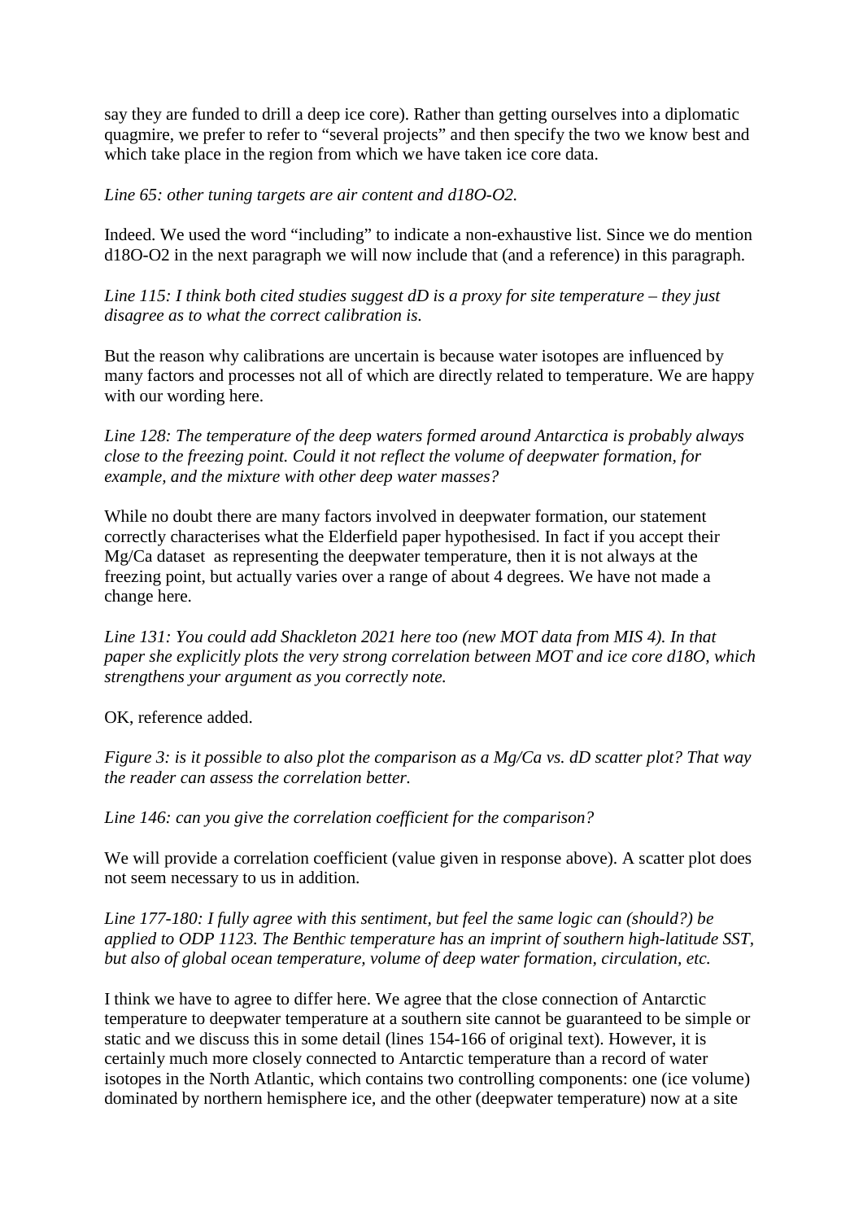say they are funded to drill a deep ice core). Rather than getting ourselves into a diplomatic quagmire, we prefer to refer to "several projects" and then specify the two we know best and which take place in the region from which we have taken ice core data.

*Line 65: other tuning targets are air content and d18O-O2.*

Indeed. We used the word "including" to indicate a non-exhaustive list. Since we do mention d18O-O2 in the next paragraph we will now include that (and a reference) in this paragraph.

*Line 115: I think both cited studies suggest dD is a proxy for site temperature – they just disagree as to what the correct calibration is.*

But the reason why calibrations are uncertain is because water isotopes are influenced by many factors and processes not all of which are directly related to temperature. We are happy with our wording here.

*Line 128: The temperature of the deep waters formed around Antarctica is probably always close to the freezing point. Could it not reflect the volume of deepwater formation, for example, and the mixture with other deep water masses?*

While no doubt there are many factors involved in deepwater formation, our statement correctly characterises what the Elderfield paper hypothesised. In fact if you accept their Mg/Ca dataset as representing the deepwater temperature, then it is not always at the freezing point, but actually varies over a range of about 4 degrees. We have not made a change here.

*Line 131: You could add Shackleton 2021 here too (new MOT data from MIS 4). In that paper she explicitly plots the very strong correlation between MOT and ice core d18O, which strengthens your argument as you correctly note.*

OK, reference added.

*Figure 3: is it possible to also plot the comparison as a Mg/Ca vs. dD scatter plot? That way the reader can assess the correlation better.*

*Line 146: can you give the correlation coefficient for the comparison?*

We will provide a correlation coefficient (value given in response above). A scatter plot does not seem necessary to us in addition.

*Line 177-180: I fully agree with this sentiment, but feel the same logic can (should?) be applied to ODP 1123. The Benthic temperature has an imprint of southern high-latitude SST, but also of global ocean temperature, volume of deep water formation, circulation, etc.*

I think we have to agree to differ here. We agree that the close connection of Antarctic temperature to deepwater temperature at a southern site cannot be guaranteed to be simple or static and we discuss this in some detail (lines 154-166 of original text). However, it is certainly much more closely connected to Antarctic temperature than a record of water isotopes in the North Atlantic, which contains two controlling components: one (ice volume) dominated by northern hemisphere ice, and the other (deepwater temperature) now at a site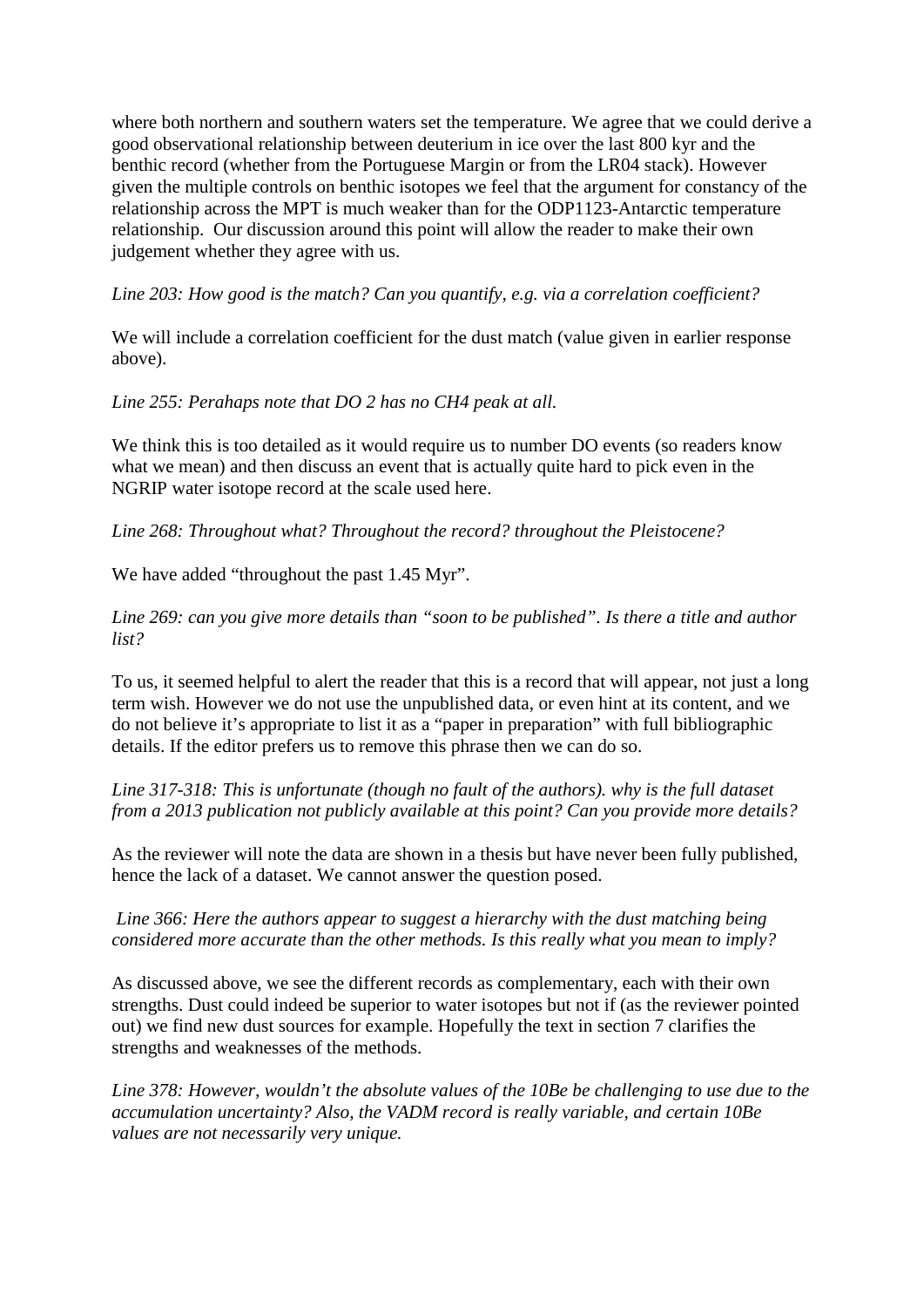where both northern and southern waters set the temperature. We agree that we could derive a good observational relationship between deuterium in ice over the last 800 kyr and the benthic record (whether from the Portuguese Margin or from the LR04 stack). However given the multiple controls on benthic isotopes we feel that the argument for constancy of the relationship across the MPT is much weaker than for the ODP1123-Antarctic temperature relationship. Our discussion around this point will allow the reader to make their own judgement whether they agree with us.

*Line 203: How good is the match? Can you quantify, e.g. via a correlation coefficient?*

We will include a correlation coefficient for the dust match (value given in earlier response above).

*Line 255: Perahaps note that DO 2 has no CH4 peak at all.*

We think this is too detailed as it would require us to number DO events (so readers know what we mean) and then discuss an event that is actually quite hard to pick even in the NGRIP water isotope record at the scale used here.

*Line 268: Throughout what? Throughout the record? throughout the Pleistocene?*

We have added "throughout the past 1.45 Myr".

*Line 269: can you give more details than "soon to be published". Is there a title and author list?*

To us, it seemed helpful to alert the reader that this is a record that will appear, not just a long term wish. However we do not use the unpublished data, or even hint at its content, and we do not believe it's appropriate to list it as a "paper in preparation" with full bibliographic details. If the editor prefers us to remove this phrase then we can do so.

*Line 317-318: This is unfortunate (though no fault of the authors). why is the full dataset from a 2013 publication not publicly available at this point? Can you provide more details?*

As the reviewer will note the data are shown in a thesis but have never been fully published, hence the lack of a dataset. We cannot answer the question posed.

*Line 366: Here the authors appear to suggest a hierarchy with the dust matching being considered more accurate than the other methods. Is this really what you mean to imply?*

As discussed above, we see the different records as complementary, each with their own strengths. Dust could indeed be superior to water isotopes but not if (as the reviewer pointed out) we find new dust sources for example. Hopefully the text in section 7 clarifies the strengths and weaknesses of the methods.

*Line 378: However, wouldn't the absolute values of the 10Be be challenging to use due to the accumulation uncertainty? Also, the VADM record is really variable, and certain 10Be values are not necessarily very unique.*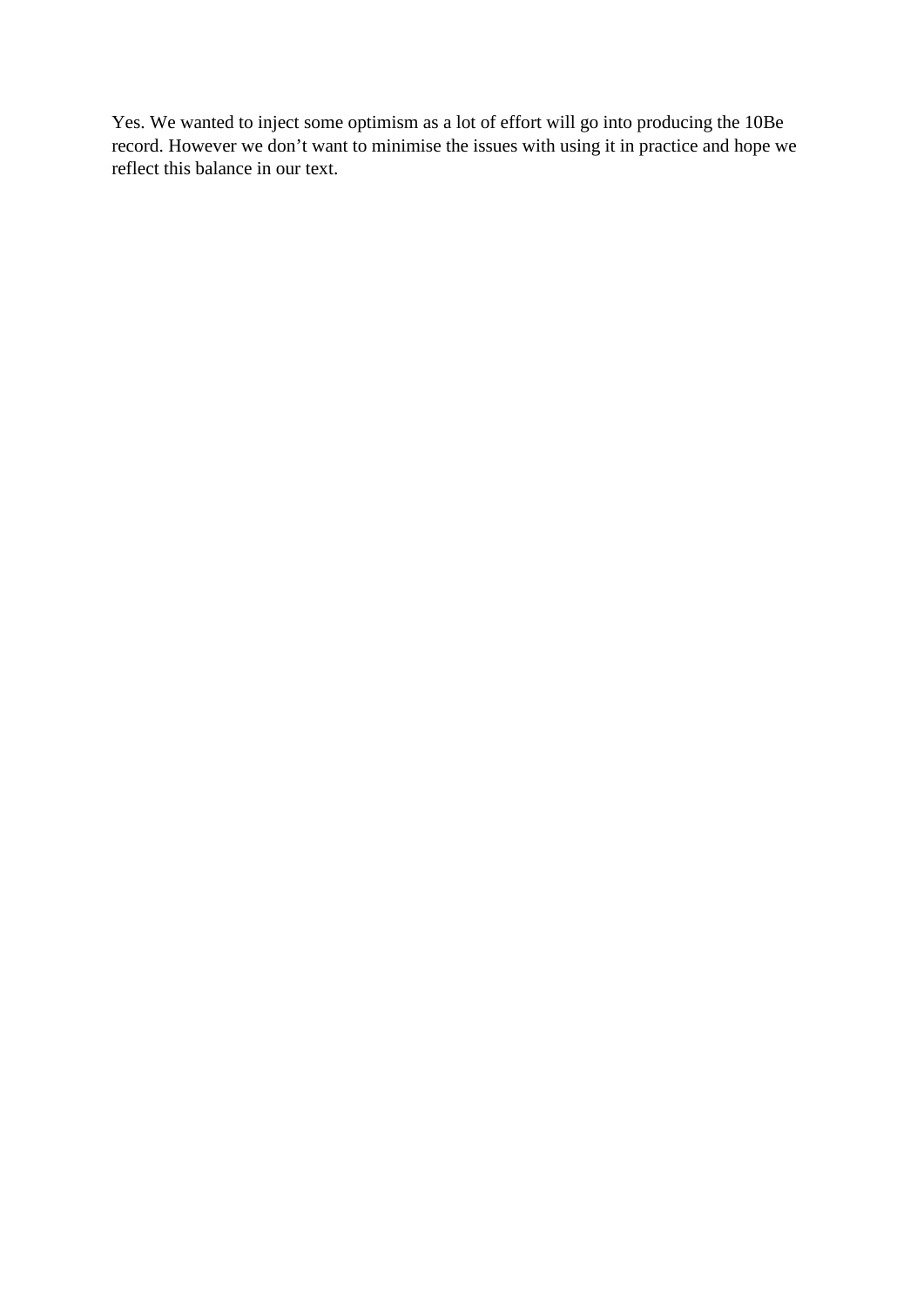Yes. We wanted to inject some optimism as a lot of effort will go into producing the 10Be record. However we don't want to minimise the issues with using it in practice and hope we reflect this balance in our text.